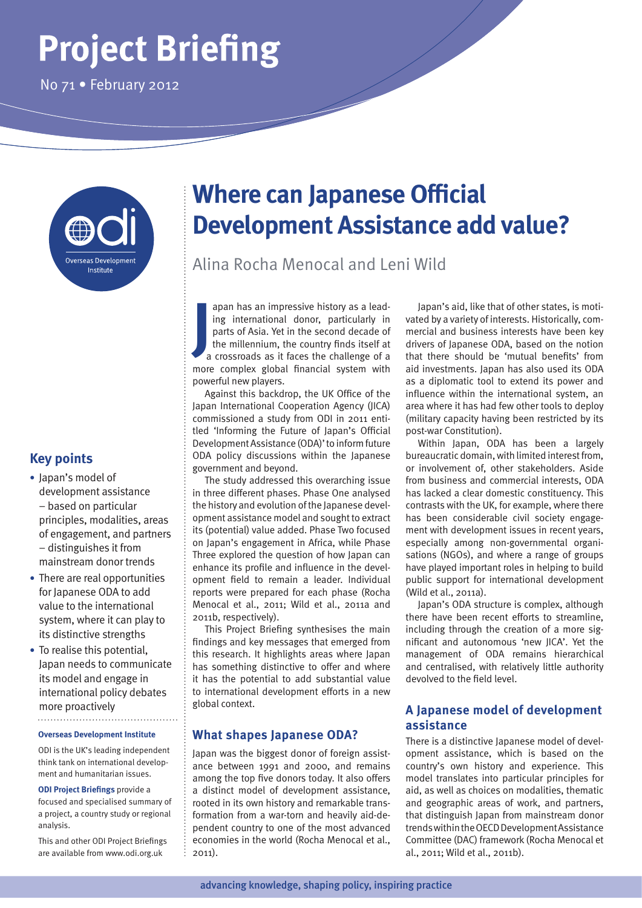# Project Briefing

No 71 • February 2012

# Where can Japanese Official Development Assistance add value?

Alina Rocha Menocal and Leni Wild

## Key points

- Japan's model of development assistance – based on particular principles, modalities, areas of engagement, and partners – distinguishes it from mainstream donor trends
- There are real opportunities for Japanese ODA to add value to the international system, where it can play to its distinctive strengths
- To realise this potential, Japan needs to communicate its model and engage in international policy debates more proactively

**Overseas Development Institute**

ODI is the UK's leading independent think tank on international development and humanitarian issues.

**ODI Project Briefings** provide a focused and specialised summary of a project, a country study or regional analysis.

This and other ODI Project Briefings are available from www.odi.org.uk

Japan has an impressive history as a leading international donor, particularly in parts of Asia. Yet in the second decade of the millennium, the country finds itself at a crossroads as it faces the challenge of a more complex global financial system with powerful new players.

Against this backdrop, the UK Office of the Japan International Cooperation Agency (JICA) commissioned a study from ODI in 2011 entitled 'Informing the Future of Japan's Official Development Assistance (ODA)' to inform future ODA policy discussions within the Japanese government and beyond.

The study addressed this overarching issue in three different phases. Phase One analysed the history and evolution of the Japanese development assistance model and sought to extract its (potential) value added. Phase Two focused on Japan's engagement in Africa, while Phase Three explored the question of how Japan can enhance its profile and influence in the development field to remain a leader. Individual reports were prepared for each phase (Rocha Menocal et al., 2011; Wild et al., 2011a and 2011b, respectively).

This Project Briefing synthesises the main findings and key messages that emerged from this research. It highlights areas where Japan has something distinctive to offer and where it has the potential to add substantial value to international development efforts in a new global context.

## What shapes Japanese ODA?

Japan was the biggest donor of foreign assistance between 1991 and 2000, and remains among the top five donors today. It also offers a distinct model of development assistance, rooted in its own history and remarkable transformation from a war-torn and heavily aid-dependent country to one of the most advanced economies in the world (Rocha Menocal et al., 2011).

Japan's aid, like that of other states, is motivated by a variety of interests. Historically, commercial and business interests have been key drivers of Japanese ODA, based on the notion that there should be 'mutual benefits' from aid investments. Japan has also used its ODA as a diplomatic tool to extend its power and influence within the international system, an area where it has had few other tools to deploy (military capacity having been restricted by its post-war Constitution).

Within Japan, ODA has been a largely bureaucratic domain, with limited interest from, or involvement of, other stakeholders. Aside from business and commercial interests, ODA has lacked a clear domestic constituency. This contrasts with the UK, for example, where there has been considerable civil society engagement with development issues in recent years, especially among non-governmental organisations (NGOs), and where a range of groups have played important roles in helping to build public support for international development (Wild et al., 2011a).

Japan's ODA structure is complex, although there have been recent efforts to streamline, including through the creation of a more significant and autonomous 'new JICA'. Yet the management of ODA remains hierarchical and centralised, with relatively little authority devolved to the field level.

## A Japanese model of development assistance

There is a distinctive Japanese model of development assistance, which is based on the country's own history and experience. This model translates into particular principles for aid, as well as choices on modalities, thematic and geographic areas of work, and partners, that distinguish Japan from mainstream donor trends within the OECD Development Assistance Committee (DAC) framework (Rocha Menocal et al., 2011; Wild et al., 2011b).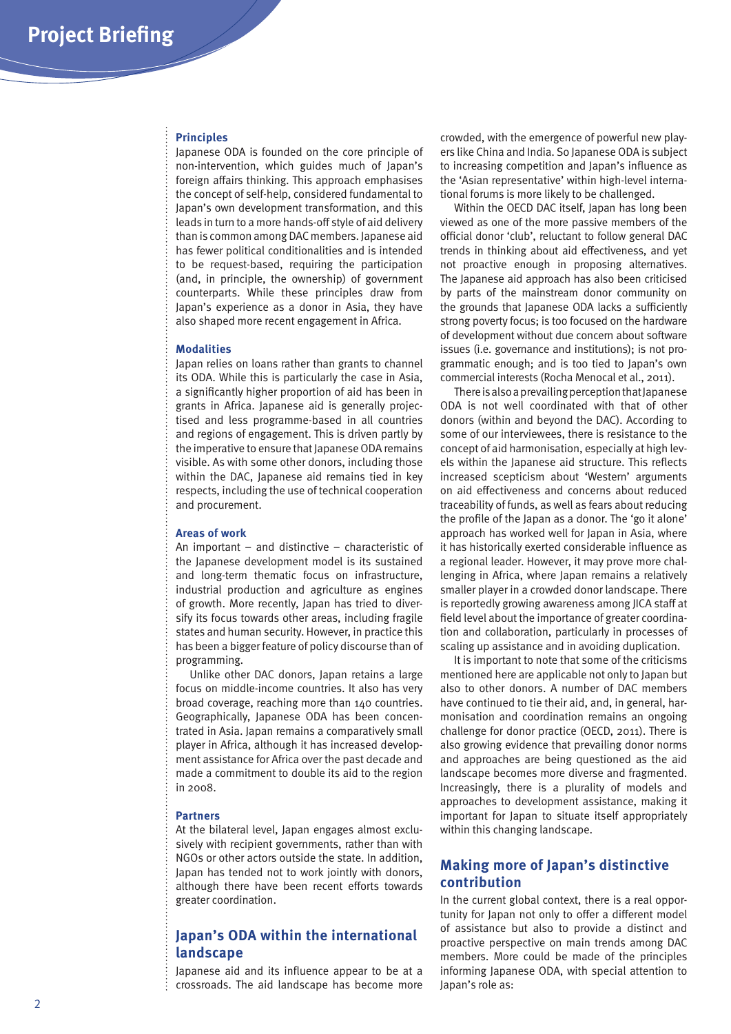### Principles

Japanese ODA is founded on the core principle of non-intervention, which guides much of Japan's foreign affairs thinking. This approach emphasises the concept of self-help, considered fundamental to Japan's own development transformation, and this leads in turn to a more hands-off style of aid delivery than is common among DAC members. Japanese aid has fewer political conditionalities and is intended to be request-based, requiring the participation (and, in principle, the ownership) of government counterparts. While these principles draw from Japan's experience as a donor in Asia, they have also shaped more recent engagement in Africa.

### Modalities

Japan relies on loans rather than grants to channel its ODA. While this is particularly the case in Asia, a significantly higher proportion of aid has been in grants in Africa. Japanese aid is generally projectised and less programme-based in all countries and regions of engagement. This is driven partly by the imperative to ensure that Japanese ODA remains visible. As with some other donors, including those within the DAC, Japanese aid remains tied in key respects, including the use of technical cooperation and procurement.

### Areas of work

An important – and distinctive – characteristic of the Japanese development model is its sustained and long-term thematic focus on infrastructure, industrial production and agriculture as engines of growth. More recently, Japan has tried to diversify its focus towards other areas, including fragile states and human security. However, in practice this has been a bigger feature of policy discourse than of programming.

Unlike other DAC donors, Japan retains a large focus on middle-income countries. It also has very broad coverage, reaching more than 140 countries. Geographically, Japanese ODA has been concentrated in Asia. Japan remains a comparatively small player in Africa, although it has increased development assistance for Africa over the past decade and made a commitment to double its aid to the region in 2008.

### Partners

At the bilateral level, Japan engages almost exclusively with recipient governments, rather than with NGOs or other actors outside the state. In addition, Japan has tended not to work jointly with donors, although there have been recent efforts towards greater coordination.

## Japan's ODA within the international landscape

Japanese aid and its influence appear to be at a crossroads. The aid landscape has become more crowded, with the emergence of powerful new players like China and India. So Japanese ODA is subject to increasing competition and Japan's influence as the 'Asian representative' within high-level international forums is more likely to be challenged.

Within the OECD DAC itself, Japan has long been viewed as one of the more passive members of the official donor 'club', reluctant to follow general DAC trends in thinking about aid effectiveness, and yet not proactive enough in proposing alternatives. The Japanese aid approach has also been criticised by parts of the mainstream donor community on the grounds that Japanese ODA lacks a sufficiently strong poverty focus; is too focused on the hardware of development without due concern about software issues (i.e. governance and institutions); is not programmatic enough; and is too tied to Japan's own commercial interests (Rocha Menocal et al., 2011).

There is also a prevailing perception that Japanese ODA is not well coordinated with that of other donors (within and beyond the DAC). According to some of our interviewees, there is resistance to the concept of aid harmonisation, especially at high levels within the Japanese aid structure. This reflects increased scepticism about 'Western' arguments on aid effectiveness and concerns about reduced traceability of funds, as well as fears about reducing the profile of the Japan as a donor. The 'go it alone' approach has worked well for Japan in Asia, where it has historically exerted considerable influence as a regional leader. However, it may prove more challenging in Africa, where Japan remains a relatively smaller player in a crowded donor landscape. There is reportedly growing awareness among JICA staff at field level about the importance of greater coordination and collaboration, particularly in processes of scaling up assistance and in avoiding duplication.

It is important to note that some of the criticisms mentioned here are applicable not only to Japan but also to other donors. A number of DAC members have continued to tie their aid, and, in general, harmonisation and coordination remains an ongoing challenge for donor practice (OECD, 2011). There is also growing evidence that prevailing donor norms and approaches are being questioned as the aid landscape becomes more diverse and fragmented. Increasingly, there is a plurality of models and approaches to development assistance, making it important for Japan to situate itself appropriately within this changing landscape.

## Making more of Japan's distinctive contribution

In the current global context, there is a real opportunity for Japan not only to offer a different model of assistance but also to provide a distinct and proactive perspective on main trends among DAC members. More could be made of the principles informing Japanese ODA, with special attention to Japan's role as: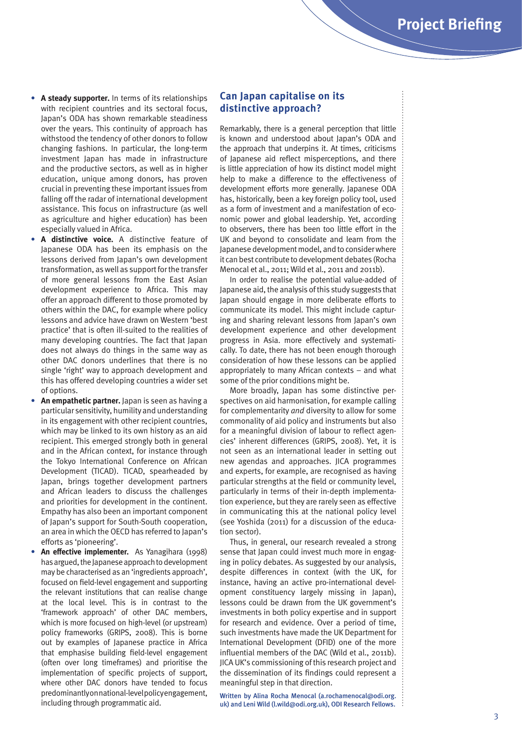- **A steady supporter.** In terms of its relationships with recipient countries and its sectoral focus, Japan's ODA has shown remarkable steadiness over the years. This continuity of approach has withstood the tendency of other donors to follow changing fashions. In particular, the long-term investment Japan has made in infrastructure and the productive sectors, as well as in higher education, unique among donors, has proven crucial in preventing these important issues from falling off the radar of international development assistance. This focus on infrastructure (as well as agriculture and higher education) has been especially valued in Africa.
- **A distinctive voice.** A distinctive feature of Japanese ODA has been its emphasis on the lessons derived from Japan's own development transformation, as well as support for the transfer of more general lessons from the East Asian development experience to Africa. This may offer an approach different to those promoted by others within the DAC, for example where policy lessons and advice have drawn on Western 'best practice' that is often ill-suited to the realities of many developing countries. The fact that Japan does not always do things in the same way as other DAC donors underlines that there is no single 'right' way to approach development and this has offered developing countries a wider set of options.
- **An empathetic partner.** Japan is seen as having a particular sensitivity, humility and understanding in its engagement with other recipient countries, which may be linked to its own history as an aid recipient. This emerged strongly both in general and in the African context, for instance through the Tokyo International Conference on African Development (TICAD). TICAD, spearheaded by Japan, brings together development partners and African leaders to discuss the challenges and priorities for development in the continent. Empathy has also been an important component of Japan's support for South-South cooperation, an area in which the OECD has referred to Japan's efforts as 'pioneering'.
- **An effective implementer.** As Yanagihara (1998) has argued, the Japanese approach to development may be characterised as an 'ingredients approach', focused on field-level engagement and supporting the relevant institutions that can realise change at the local level. This is in contrast to the 'framework approach' of other DAC members, which is more focused on high-level (or upstream) policy frameworks (GRIPS, 2008). This is borne out by examples of Japanese practice in Africa that emphasise building field-level engagement (often over long timeframes) and prioritise the implementation of specific projects of support, where other DAC donors have tended to focus predominantly on national-level policy engagement, including through programmatic aid.

## Can Japan capitalise on its distinctive approach?

Remarkably, there is a general perception that little is known and understood about Japan's ODA and the approach that underpins it. At times, criticisms of Japanese aid reflect misperceptions, and there is little appreciation of how its distinct model might help to make a difference to the effectiveness of development efforts more generally. Japanese ODA has, historically, been a key foreign policy tool, used as a form of investment and a manifestation of economic power and global leadership. Yet, according to observers, there has been too little effort in the UK and beyond to consolidate and learn from the Japanese development model, and to consider where it can best contribute to development debates (Rocha Menocal et al., 2011; Wild et al., 2011 and 2011b).

In order to realise the potential value-added of Japanese aid, the analysis of this study suggests that Japan should engage in more deliberate efforts to communicate its model. This might include capturing and sharing relevant lessons from Japan's own development experience and other development progress in Asia. more effectively and systematically. To date, there has not been enough thorough consideration of how these lessons can be applied appropriately to many African contexts – and what some of the prior conditions might be.

More broadly, Japan has some distinctive perspectives on aid harmonisation, for example calling for complementarity *and* diversity to allow for some commonality of aid policy and instruments but also for a meaningful division of labour to reflect agencies' inherent differences (GRIPS, 2008). Yet, it is not seen as an international leader in setting out new agendas and approaches. JICA programmes and experts, for example, are recognised as having particular strengths at the field or community level, particularly in terms of their in-depth implementation experience, but they are rarely seen as effective in communicating this at the national policy level (see Yoshida (2011) for a discussion of the education sector).

Thus, in general, our research revealed a strong sense that Japan could invest much more in engaging in policy debates. As suggested by our analysis, despite differences in context (with the UK, for instance, having an active pro-international development constituency largely missing in Japan), lessons could be drawn from the UK government's investments in both policy expertise and in support for research and evidence. Over a period of time, such investments have made the UK Department for International Development (DFID) one of the more influential members of the DAC (Wild et al., 2011b). JICA UK's commissioning of this research project and the dissemination of its findings could represent a meaningful step in that direction.

Written by Alina Rocha Menocal (a.rochamenocal@odi.org.uk) and Leni Wild (l.wild@odi.org.uk), ODI Research Fellows.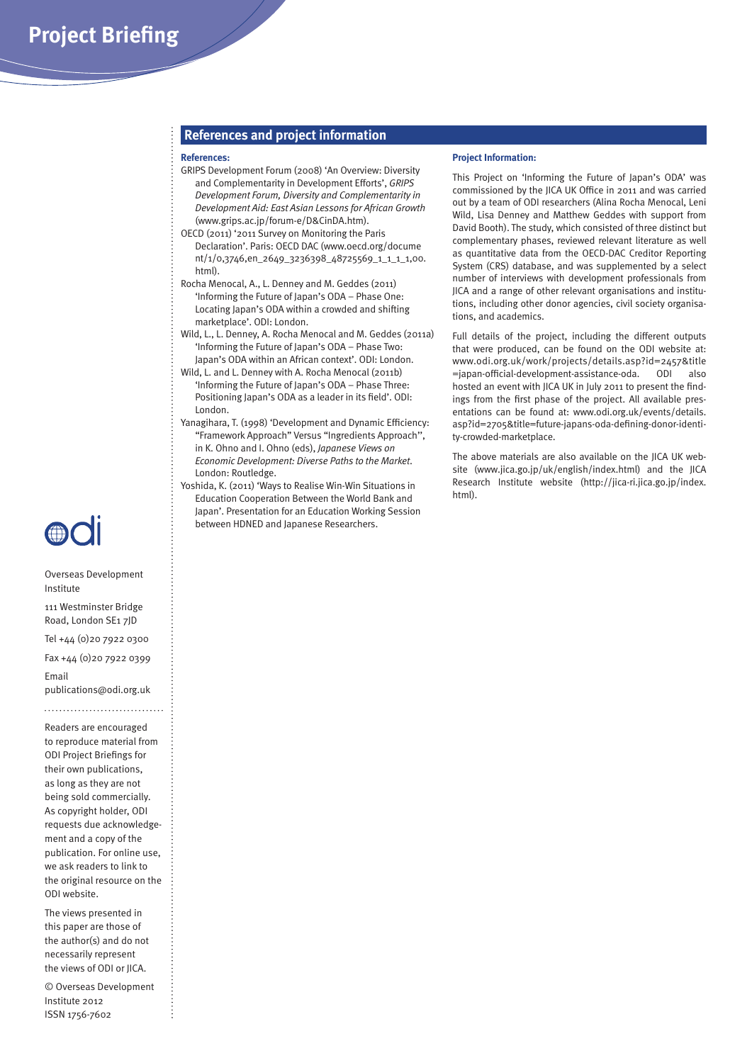## References and project information

**References:**

GRIPS Development Forum (2008) 'An Overview: Diversity and Complementarity in Development Efforts', *GRIPS Development Forum, Diversity and Complementarity in Development Aid: East Asian Lessons for African Growth* (www.grips.ac.jp/forum-e/D&CinDA.htm).

OECD (2011) '2011 Survey on Monitoring the Paris Declaration'. Paris: OECD DAC (www.oecd.org/document/1/0,3746,en_2649_3236398_48725569_1_1_1_1,00.html).

Rocha Menocal, A., L. Denney and M. Geddes (2011) 'Informing the Future of Japan's ODA – Phase One: Locating Japan's ODA within a crowded and shifting marketplace'. ODI: London.

Wild, L., L. Denney, A. Rocha Menocal and M. Geddes (2011a) 'Informing the Future of Japan's ODA – Phase Two: Japan's ODA within an African context'. ODI: London.

Wild, L. and L. Denney with A. Rocha Menocal (2011b) 'Informing the Future of Japan's ODA – Phase Three: Positioning Japan's ODA as a leader in its field'. ODI: London.

Yanagihara, T. (1998) 'Development and Dynamic Efficiency: "Framework Approach" Versus "Ingredients Approach"', in K. Ohno and I. Ohno (eds), *Japanese Views on Economic Development: Diverse Paths to the Market.* London: Routledge.

Yoshida, K. (2011) 'Ways to Realise Win-Win Situations in Education Cooperation Between the World Bank and Japan'. Presentation for an Education Working Session between HDNED and Japanese Researchers.

**Project Information:**

This Project on 'Informing the Future of Japan's ODA' was commissioned by the JICA UK Office in 2011 and was carried out by a team of ODI researchers (Alina Rocha Menocal, Leni Wild, Lisa Denney and Matthew Geddes with support from David Booth). The study, which consisted of three distinct but complementary phases, reviewed relevant literature as well as quantitative data from the OECD-DAC Creditor Reporting System (CRS) database, and was supplemented by a select number of interviews with development professionals from JICA and a range of other relevant organisations and institutions, including other donor agencies, civil society organisations, and academics.

Full details of the project, including the different outputs that were produced, can be found on the ODI website at: www.odi.org.uk/work/projects/details.asp?id=2457&title=japan-official-development-assistance-oda. ODI also hosted an event with JICA UK in July 2011 to present the findings from the first phase of the project. All available presentations can be found at: www.odi.org.uk/events/details.asp?id=2705&title=future-japans-oda-defining-donor-identity-crowded-marketplace.

The above materials are also available on the JICA UK website (www.jica.go.jp/uk/english/index.html) and the JICA Research Institute website (http://jica-ri.jica.go.jp/index.html).

odi

Overseas Development Institute

111 Westminster Bridge Road, London SE1 7JD

Tel +44 (0)20 7922 0300

Fax +44 (0)20 7922 0399

Email publications@odi.org.uk

Readers are encouraged to reproduce material from ODI Project Briefings for their own publications, as long as they are not being sold commercially. As copyright holder, ODI requests due acknowledgement and a copy of the publication. For online use, we ask readers to link to the original resource on the ODI website.

The views presented in this paper are those of the author(s) and do not necessarily represent the views of ODI or JICA.

© Overseas Development Institute 2012
ISSN 1756-7602